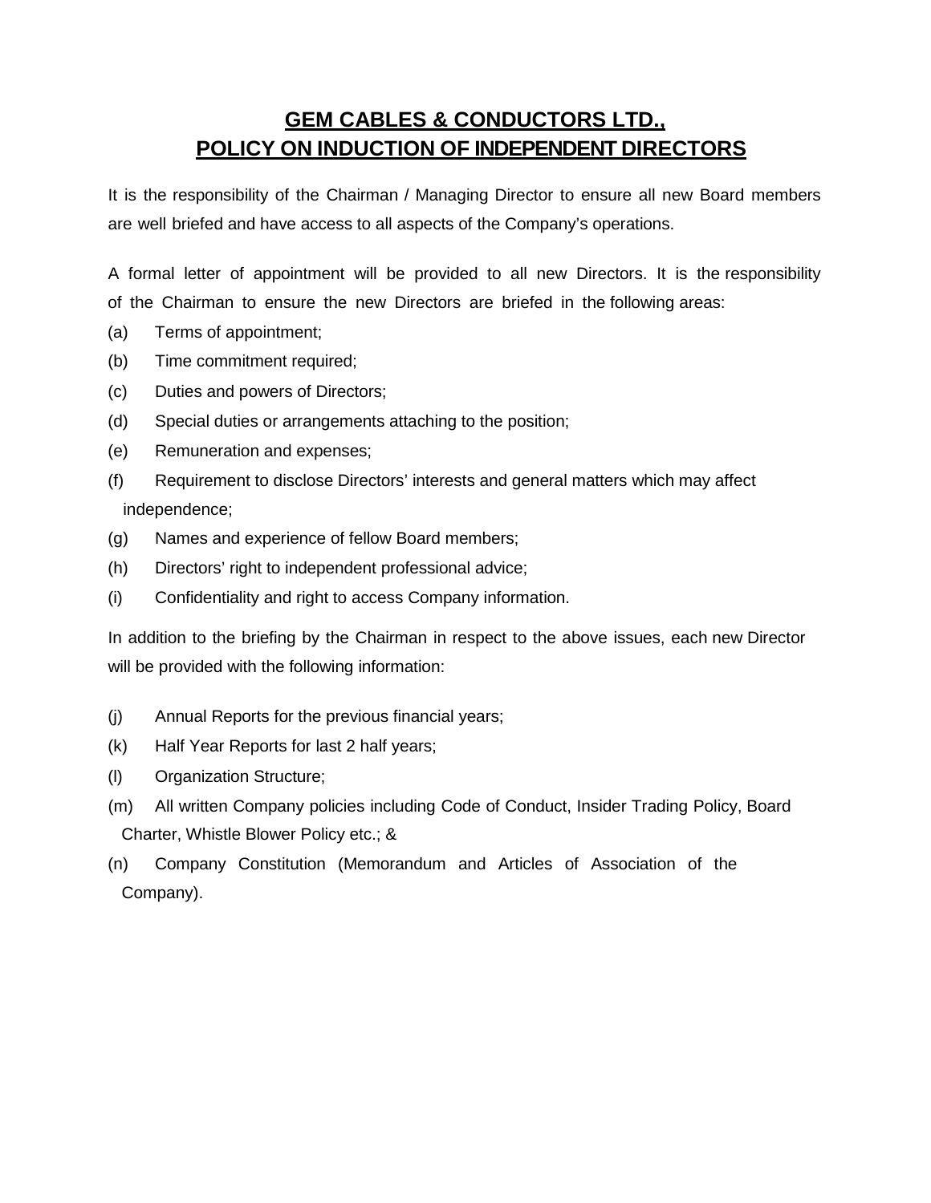# GEM CABLES & CONDUCTORS LTD.,
## POLICY ON INDUCTION OF INDEPENDENT DIRECTORS

It is the responsibility of the Chairman / Managing Director to ensure all new Board members are well briefed and have access to all aspects of the Company's operations.

A formal letter of appointment will be provided to all new Directors. It is the responsibility of the Chairman to ensure the new Directors are briefed in the following areas:

(a) Terms of appointment;

(b) Time commitment required;

(c) Duties and powers of Directors;

(d) Special duties or arrangements attaching to the position;

(e) Remuneration and expenses;

(f) Requirement to disclose Directors' interests and general matters which may affect independence;

(g) Names and experience of fellow Board members;

(h) Directors' right to independent professional advice;

(i) Confidentiality and right to access Company information.

In addition to the briefing by the Chairman in respect to the above issues, each new Director will be provided with the following information:

(j) Annual Reports for the previous financial years;

(k) Half Year Reports for last 2 half years;

(l) Organization Structure;

(m) All written Company policies including Code of Conduct, Insider Trading Policy, Board Charter, Whistle Blower Policy etc.; &

(n) Company Constitution (Memorandum and Articles of Association of the Company).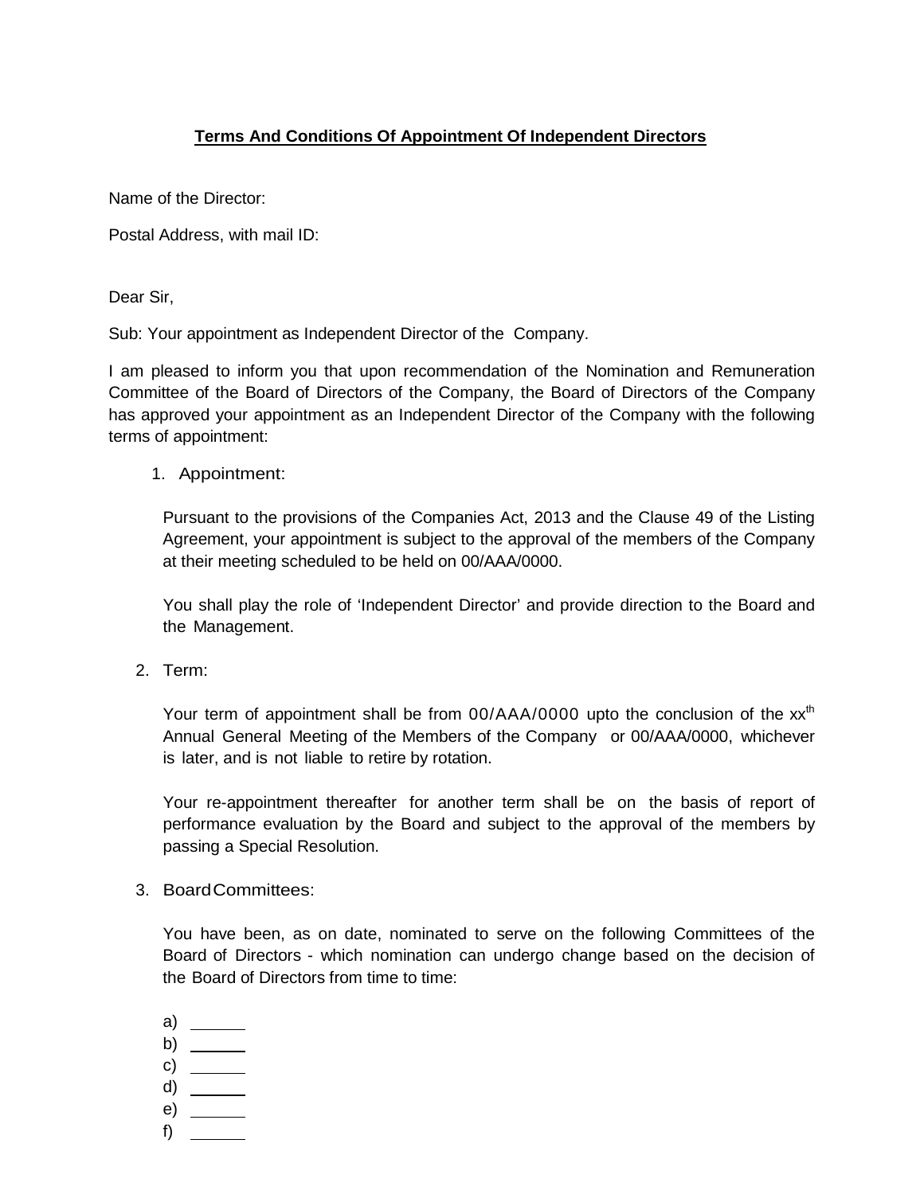## **Terms And Conditions Of Appointment Of Independent Directors**

Name of the Director:

Postal Address, with mail ID:

Dear Sir,

Sub: Your appointment as Independent Director of the Company.

I am pleased to inform you that upon recommendation of the Nomination and Remuneration Committee of the Board of Directors of the Company, the Board of Directors of the Company has approved your appointment as an Independent Director of the Company with the following terms of appointment:

1. Appointment:

   Pursuant to the provisions of the Companies Act, 2013 and the Clause 49 of the Listing Agreement, your appointment is subject to the approval of the members of the Company at their meeting scheduled to be held on 00/AAA/0000.

   You shall play the role of 'Independent Director' and provide direction to the Board and the Management.

2. Term:

   Your term of appointment shall be from 00/AAA/0000 upto the conclusion of the xx[th] Annual General Meeting of the Members of the Company or 00/AAA/0000, whichever is later, and is not liable to retire by rotation.

   Your re-appointment thereafter for another term shall be on the basis of report of performance evaluation by the Board and subject to the approval of the members by passing a Special Resolution.

3. Board Committees:

   You have been, as on date, nominated to serve on the following Committees of the Board of Directors - which nomination can undergo change based on the decision of the Board of Directors from time to time:

   a) ______
   b) ______
   c) ______
   d) ______
   e) ______
   f) ______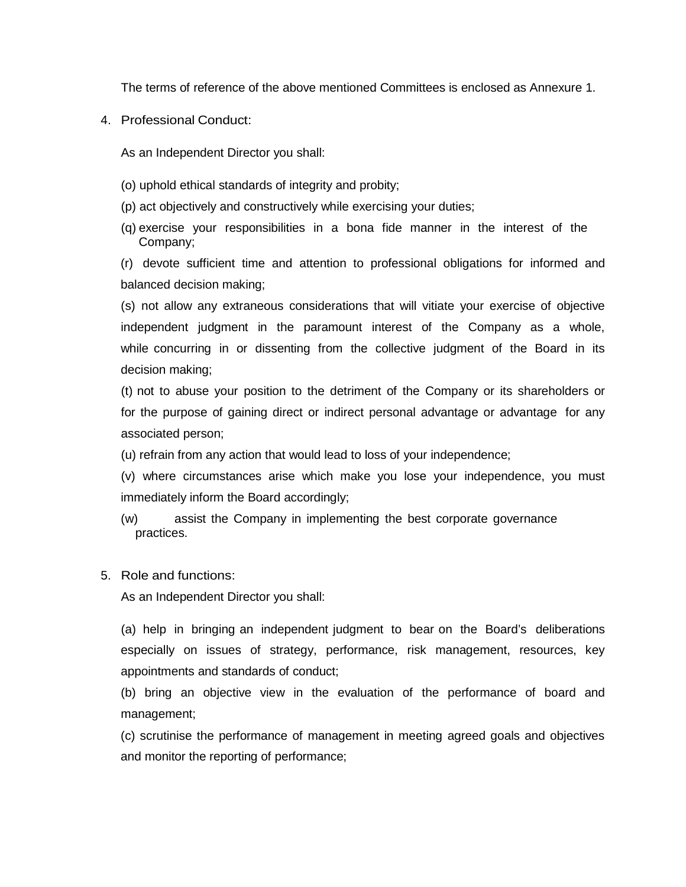The terms of reference of the above mentioned Committees is enclosed as Annexure 1.

4. Professional Conduct:

   As an Independent Director you shall:

   (o) uphold ethical standards of integrity and probity;

   (p) act objectively and constructively while exercising your duties;

   (q) exercise your responsibilities in a bona fide manner in the interest of the Company;

   (r) devote sufficient time and attention to professional obligations for informed and balanced decision making;

   (s) not allow any extraneous considerations that will vitiate your exercise of objective independent judgment in the paramount interest of the Company as a whole, while concurring in or dissenting from the collective judgment of the Board in its decision making;

   (t) not to abuse your position to the detriment of the Company or its shareholders or for the purpose of gaining direct or indirect personal advantage or advantage for any associated person;

   (u) refrain from any action that would lead to loss of your independence;

   (v) where circumstances arise which make you lose your independence, you must immediately inform the Board accordingly;

   (w) assist the Company in implementing the best corporate governance practices.

5. Role and functions:

   As an Independent Director you shall:

   (a) help in bringing an independent judgment to bear on the Board's deliberations especially on issues of strategy, performance, risk management, resources, key appointments and standards of conduct;

   (b) bring an objective view in the evaluation of the performance of board and management;

   (c) scrutinise the performance of management in meeting agreed goals and objectives and monitor the reporting of performance;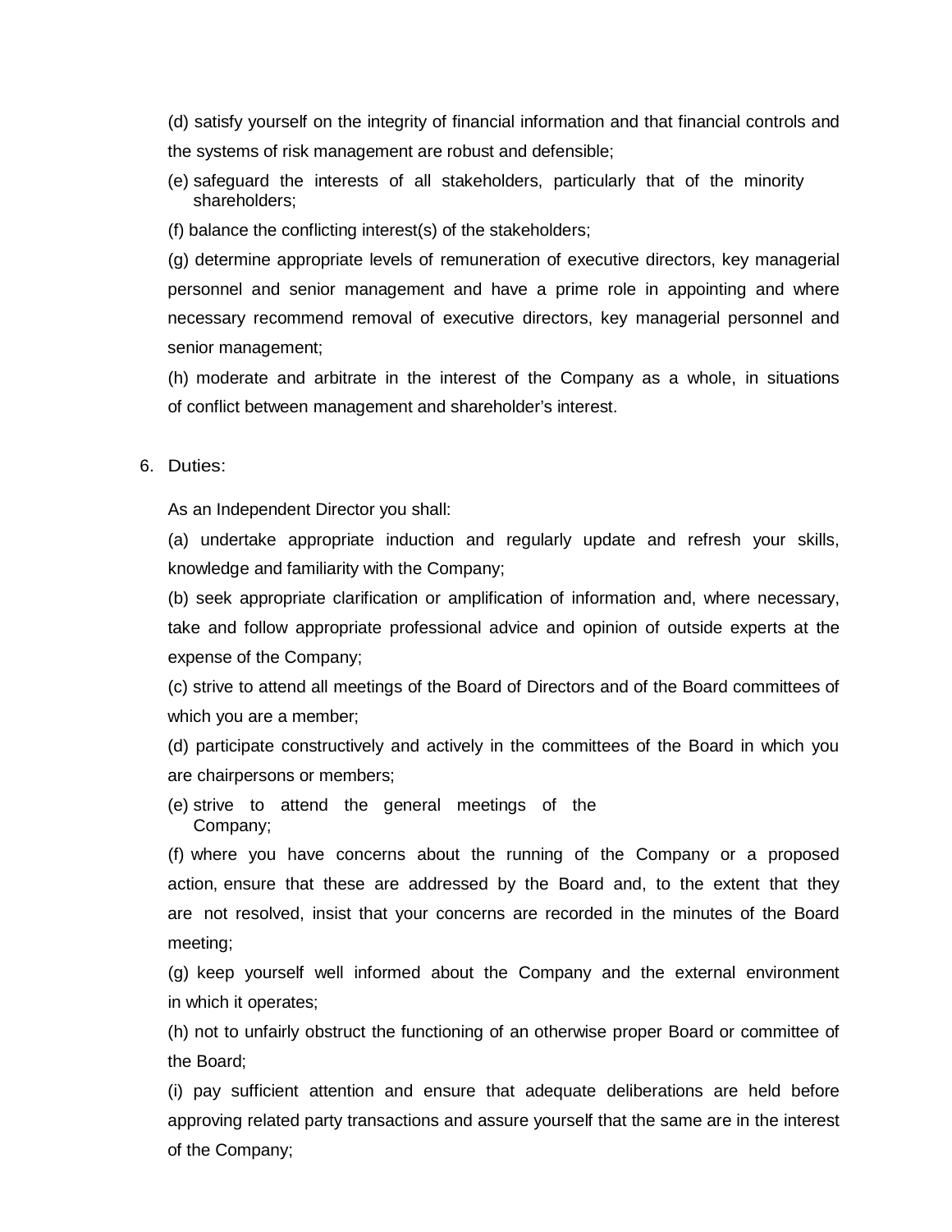(d) satisfy yourself on the integrity of financial information and that financial controls and the systems of risk management are robust and defensible;

(e) safeguard the interests of all stakeholders, particularly that of the minority shareholders;

(f) balance the conflicting interest(s) of the stakeholders;

(g) determine appropriate levels of remuneration of executive directors, key managerial personnel and senior management and have a prime role in appointing and where necessary recommend removal of executive directors, key managerial personnel and senior management;

(h) moderate and arbitrate in the interest of the Company as a whole, in situations of conflict between management and shareholder's interest.

6. Duties:

As an Independent Director you shall:

(a) undertake appropriate induction and regularly update and refresh your skills, knowledge and familiarity with the Company;

(b) seek appropriate clarification or amplification of information and, where necessary, take and follow appropriate professional advice and opinion of outside experts at the expense of the Company;

(c) strive to attend all meetings of the Board of Directors and of the Board committees of which you are a member;

(d) participate constructively and actively in the committees of the Board in which you are chairpersons or members;

(e) strive to attend the general meetings of the Company;

(f) where you have concerns about the running of the Company or a proposed action, ensure that these are addressed by the Board and, to the extent that they are not resolved, insist that your concerns are recorded in the minutes of the Board meeting;

(g) keep yourself well informed about the Company and the external environment in which it operates;

(h) not to unfairly obstruct the functioning of an otherwise proper Board or committee of the Board;

(i) pay sufficient attention and ensure that adequate deliberations are held before approving related party transactions and assure yourself that the same are in the interest of the Company;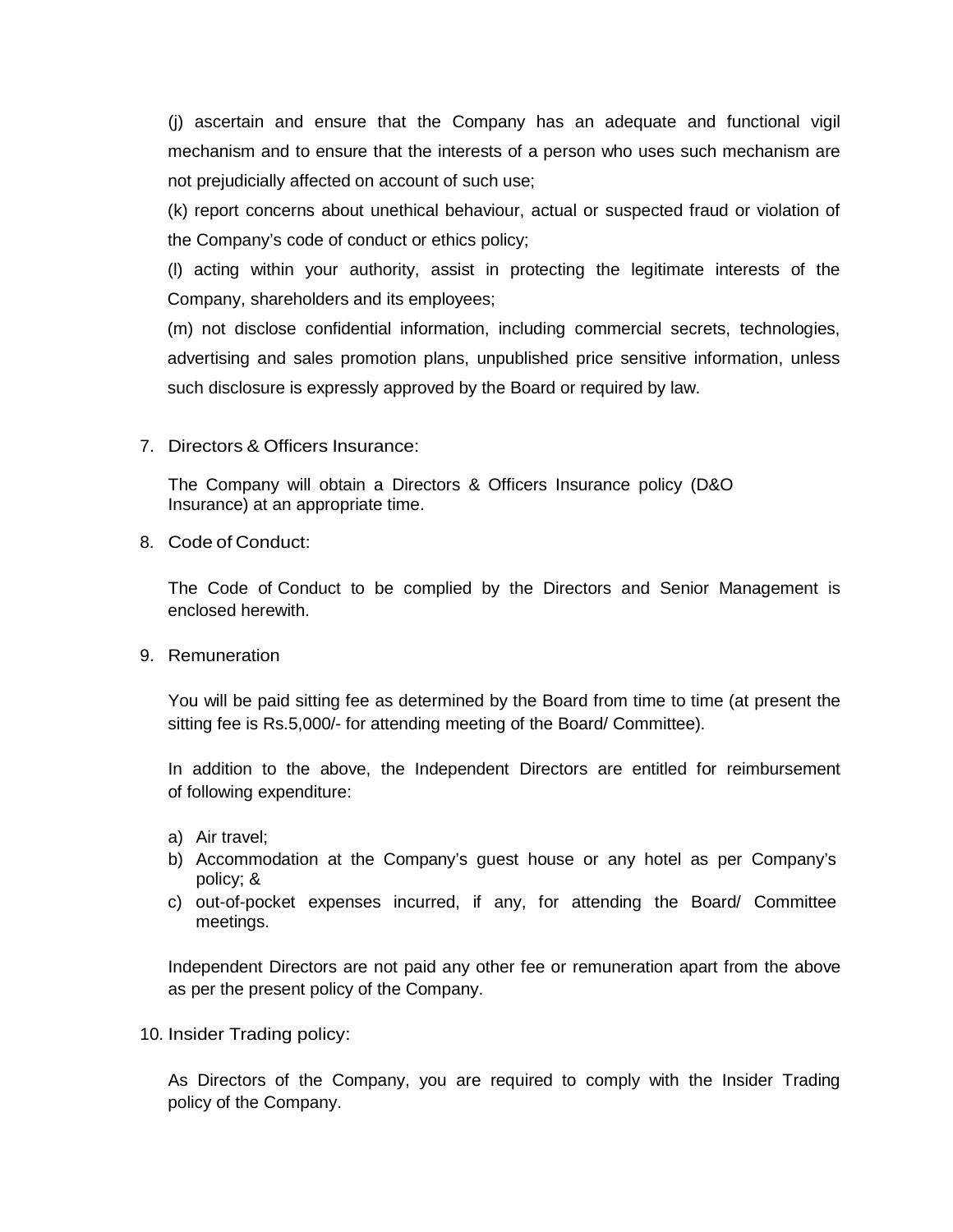(j) ascertain and ensure that the Company has an adequate and functional vigil mechanism and to ensure that the interests of a person who uses such mechanism are not prejudicially affected on account of such use;

(k) report concerns about unethical behaviour, actual or suspected fraud or violation of the Company's code of conduct or ethics policy;

(l) acting within your authority, assist in protecting the legitimate interests of the Company, shareholders and its employees;

(m) not disclose confidential information, including commercial secrets, technologies, advertising and sales promotion plans, unpublished price sensitive information, unless such disclosure is expressly approved by the Board or required by law.

7. Directors & Officers Insurance:

   The Company will obtain a Directors & Officers Insurance policy (D&O Insurance) at an appropriate time.

8. Code of Conduct:

   The Code of Conduct to be complied by the Directors and Senior Management is enclosed herewith.

9. Remuneration

   You will be paid sitting fee as determined by the Board from time to time (at present the sitting fee is Rs.5,000/- for attending meeting of the Board/ Committee).

   In addition to the above, the Independent Directors are entitled for reimbursement of following expenditure:

   a) Air travel;
   b) Accommodation at the Company's guest house or any hotel as per Company's policy; &
   c) out-of-pocket expenses incurred, if any, for attending the Board/ Committee meetings.

   Independent Directors are not paid any other fee or remuneration apart from the above as per the present policy of the Company.

10. Insider Trading policy:

    As Directors of the Company, you are required to comply with the Insider Trading policy of the Company.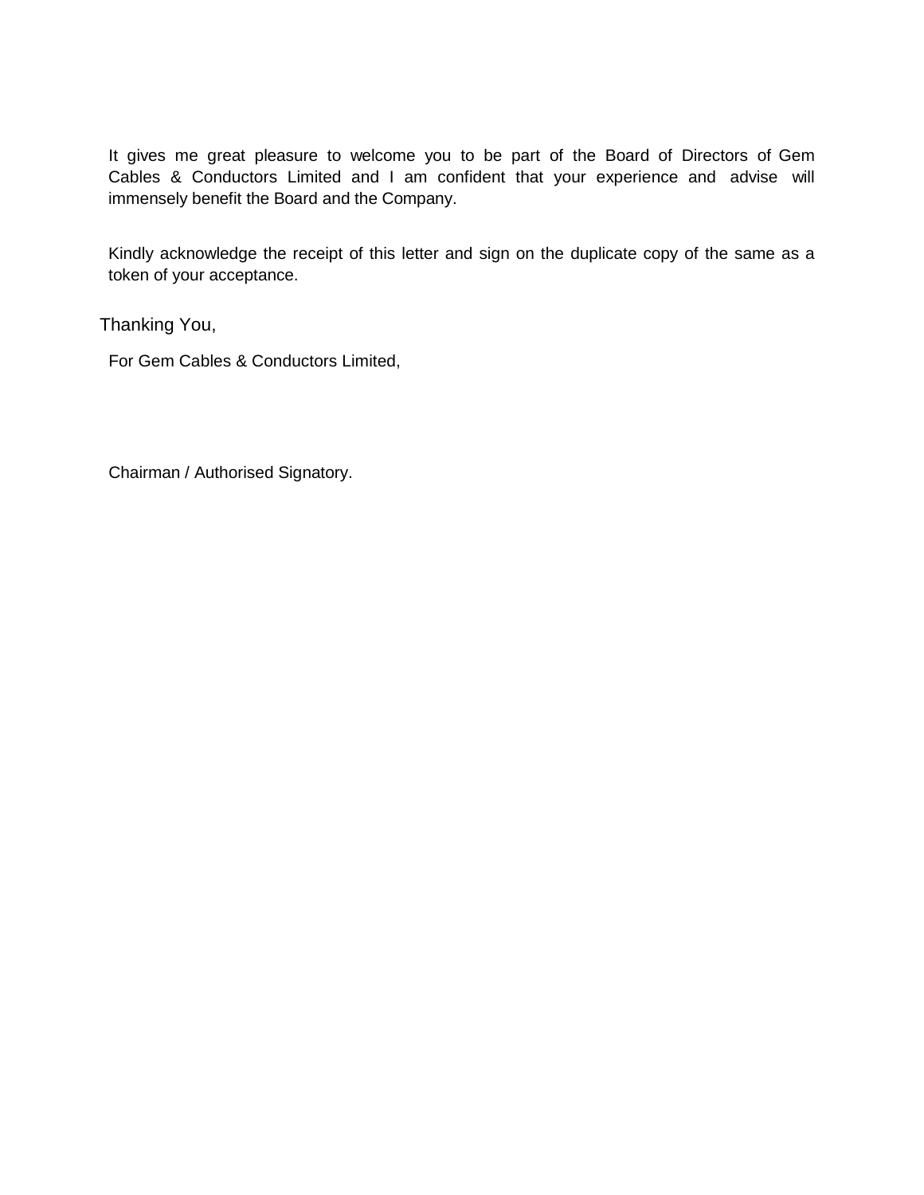It gives me great pleasure to welcome you to be part of the Board of Directors of Gem Cables & Conductors Limited and I am confident that your experience and advise will immensely benefit the Board and the Company.

Kindly acknowledge the receipt of this letter and sign on the duplicate copy of the same as a token of your acceptance.

Thanking You,

For Gem Cables & Conductors Limited,

Chairman / Authorised Signatory.